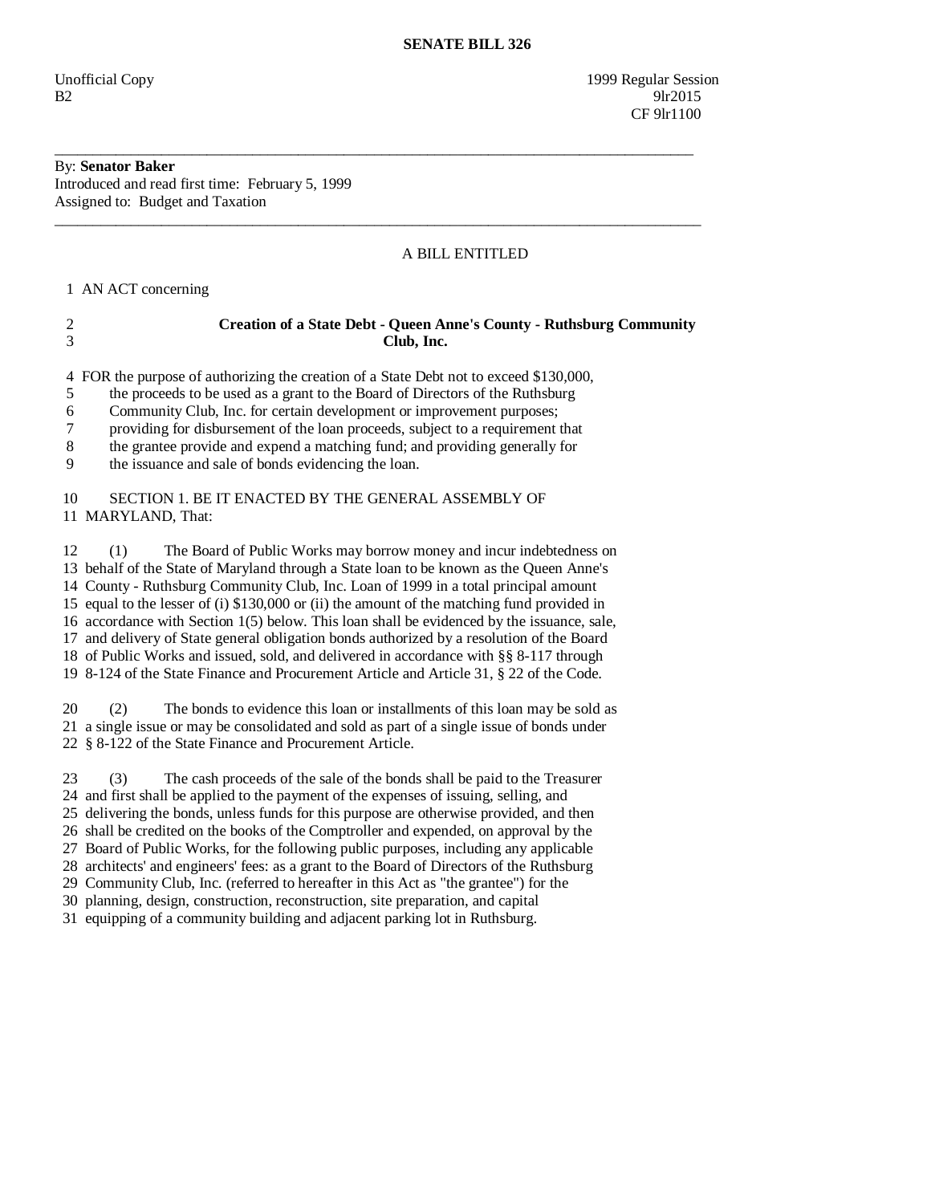# SENATE BILL 326

Unofficial Copy 1999 Regular Session
B2 9lr2015
CF 9lr1100

---

By: **Senator Baker**
Introduced and read first time: February 5, 1999
Assigned to: Budget and Taxation

---

A BILL ENTITLED

1 AN ACT concerning

2 **Creation of a State Debt - Queen Anne's County - Ruthsburg Community**
3 **Club, Inc.**

4 FOR the purpose of authorizing the creation of a State Debt not to exceed $130,000,
5 the proceeds to be used as a grant to the Board of Directors of the Ruthsburg
6 Community Club, Inc. for certain development or improvement purposes;
7 providing for disbursement of the loan proceeds, subject to a requirement that
8 the grantee provide and expend a matching fund; and providing generally for
9 the issuance and sale of bonds evidencing the loan.

10 SECTION 1. BE IT ENACTED BY THE GENERAL ASSEMBLY OF
11 MARYLAND, That:

12 (1) The Board of Public Works may borrow money and incur indebtedness on
13 behalf of the State of Maryland through a State loan to be known as the Queen Anne's
14 County - Ruthsburg Community Club, Inc. Loan of 1999 in a total principal amount
15 equal to the lesser of (i) $130,000 or (ii) the amount of the matching fund provided in
16 accordance with Section 1(5) below. This loan shall be evidenced by the issuance, sale,
17 and delivery of State general obligation bonds authorized by a resolution of the Board
18 of Public Works and issued, sold, and delivered in accordance with §§ 8-117 through
19 8-124 of the State Finance and Procurement Article and Article 31, § 22 of the Code.

20 (2) The bonds to evidence this loan or installments of this loan may be sold as
21 a single issue or may be consolidated and sold as part of a single issue of bonds under
22 § 8-122 of the State Finance and Procurement Article.

23 (3) The cash proceeds of the sale of the bonds shall be paid to the Treasurer
24 and first shall be applied to the payment of the expenses of issuing, selling, and
25 delivering the bonds, unless funds for this purpose are otherwise provided, and then
26 shall be credited on the books of the Comptroller and expended, on approval by the
27 Board of Public Works, for the following public purposes, including any applicable
28 architects' and engineers' fees: as a grant to the Board of Directors of the Ruthsburg
29 Community Club, Inc. (referred to hereafter in this Act as "the grantee") for the
30 planning, design, construction, reconstruction, site preparation, and capital
31 equipping of a community building and adjacent parking lot in Ruthsburg.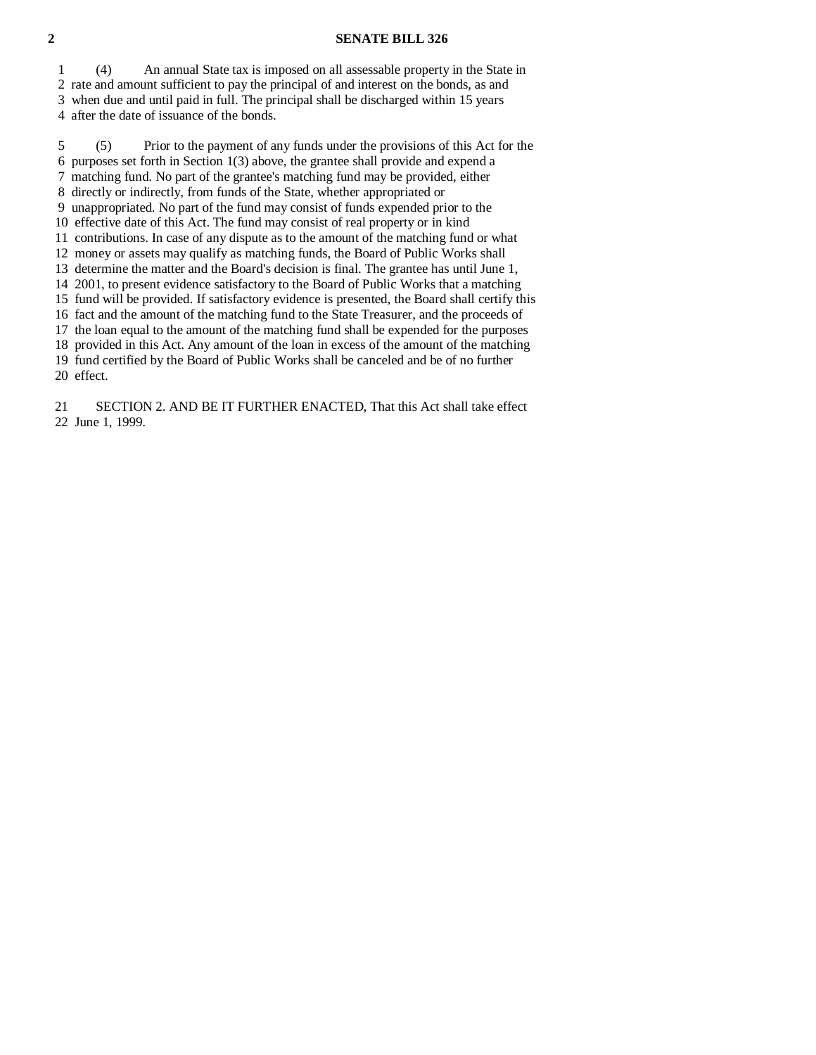(4) An annual State tax is imposed on all assessable property in the State in rate and amount sufficient to pay the principal of and interest on the bonds, as and when due and until paid in full. The principal shall be discharged within 15 years after the date of issuance of the bonds.

(5) Prior to the payment of any funds under the provisions of this Act for the purposes set forth in Section 1(3) above, the grantee shall provide and expend a matching fund. No part of the grantee's matching fund may be provided, either directly or indirectly, from funds of the State, whether appropriated or unappropriated. No part of the fund may consist of funds expended prior to the effective date of this Act. The fund may consist of real property or in kind contributions. In case of any dispute as to the amount of the matching fund or what money or assets may qualify as matching funds, the Board of Public Works shall determine the matter and the Board's decision is final. The grantee has until June 1, 2001, to present evidence satisfactory to the Board of Public Works that a matching fund will be provided. If satisfactory evidence is presented, the Board shall certify this fact and the amount of the matching fund to the State Treasurer, and the proceeds of the loan equal to the amount of the matching fund shall be expended for the purposes provided in this Act. Any amount of the loan in excess of the amount of the matching fund certified by the Board of Public Works shall be canceled and be of no further effect.

SECTION 2. AND BE IT FURTHER ENACTED, That this Act shall take effect June 1, 1999.